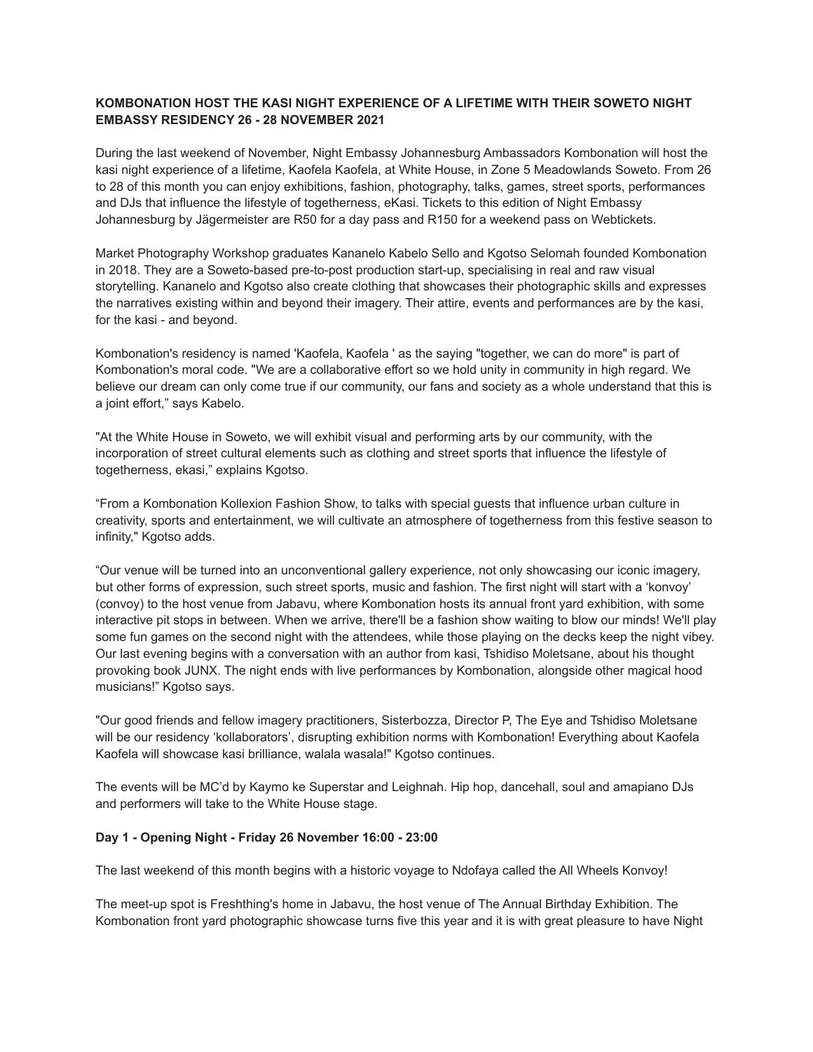**KOMBONATION HOST THE KASI NIGHT EXPERIENCE OF A LIFETIME WITH THEIR SOWETO NIGHT EMBASSY RESIDENCY 26 - 28 NOVEMBER 2021**

During the last weekend of November, Night Embassy Johannesburg Ambassadors Kombonation will host the kasi night experience of a lifetime, Kaofela Kaofela, at White House, in Zone 5 Meadowlands Soweto. From 26 to 28 of this month you can enjoy exhibitions, fashion, photography, talks, games, street sports, performances and DJs that influence the lifestyle of togetherness, eKasi. Tickets to this edition of Night Embassy Johannesburg by Jägermeister are R50 for a day pass and R150 for a weekend pass on Webtickets.

Market Photography Workshop graduates Kananelo Kabelo Sello and Kgotso Selomah founded Kombonation in 2018. They are a Soweto-based pre-to-post production start-up, specialising in real and raw visual storytelling. Kananelo and Kgotso also create clothing that showcases their photographic skills and expresses the narratives existing within and beyond their imagery. Their attire, events and performances are by the kasi, for the kasi - and beyond.

Kombonation's residency is named 'Kaofela, Kaofela ' as the saying "together, we can do more" is part of Kombonation's moral code. "We are a collaborative effort so we hold unity in community in high regard. We believe our dream can only come true if our community, our fans and society as a whole understand that this is a joint effort," says Kabelo.

"At the White House in Soweto, we will exhibit visual and performing arts by our community, with the incorporation of street cultural elements such as clothing and street sports that influence the lifestyle of togetherness, ekasi," explains Kgotso.

"From a Kombonation Kollexion Fashion Show, to talks with special guests that influence urban culture in creativity, sports and entertainment, we will cultivate an atmosphere of togetherness from this festive season to infinity," Kgotso adds.

"Our venue will be turned into an unconventional gallery experience, not only showcasing our iconic imagery, but other forms of expression, such street sports, music and fashion. The first night will start with a 'konvoy' (convoy) to the host venue from Jabavu, where Kombonation hosts its annual front yard exhibition, with some interactive pit stops in between. When we arrive, there'll be a fashion show waiting to blow our minds! We'll play some fun games on the second night with the attendees, while those playing on the decks keep the night vibey. Our last evening begins with a conversation with an author from kasi, Tshidiso Moletsane, about his thought provoking book JUNX. The night ends with live performances by Kombonation, alongside other magical hood musicians!" Kgotso says.

"Our good friends and fellow imagery practitioners, Sisterbozza, Director P, The Eye and Tshidiso Moletsane will be our residency 'kollaborators', disrupting exhibition norms with Kombonation! Everything about Kaofela Kaofela will showcase kasi brilliance, walala wasala!" Kgotso continues.

The events will be MC'd by Kaymo ke Superstar and Leighnah. Hip hop, dancehall, soul and amapiano DJs and performers will take to the White House stage.

**Day 1 - Opening Night - Friday 26 November 16:00 - 23:00**

The last weekend of this month begins with a historic voyage to Ndofaya called the All Wheels Konvoy!

The meet-up spot is Freshthing's home in Jabavu, the host venue of The Annual Birthday Exhibition. The Kombonation front yard photographic showcase turns five this year and it is with great pleasure to have Night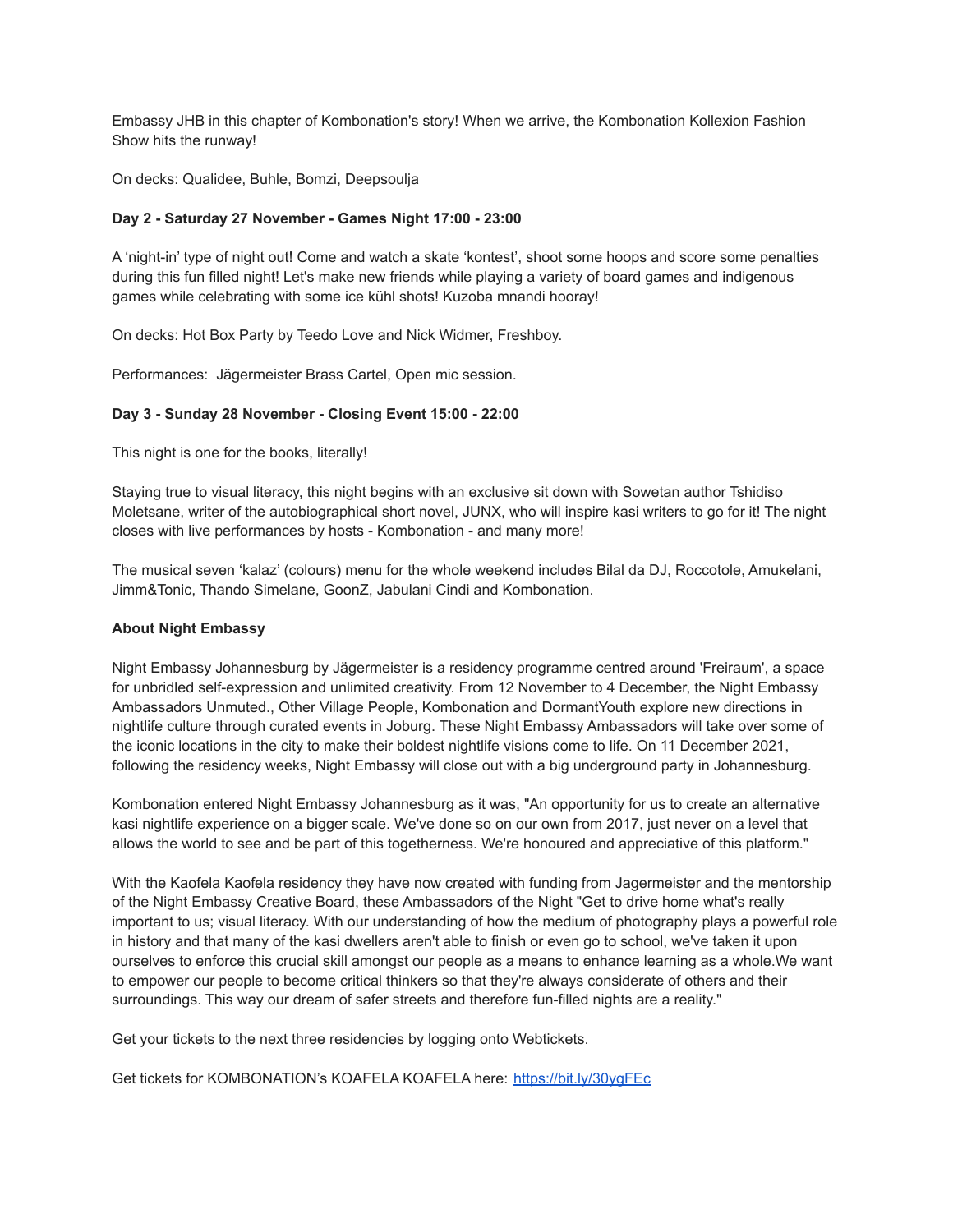Embassy JHB in this chapter of Kombonation's story! When we arrive, the Kombonation Kollexion Fashion Show hits the runway!

On decks: Qualidee, Buhle, Bomzi, Deepsoulja

**Day 2 - Saturday 27 November - Games Night 17:00 - 23:00**

A 'night-in' type of night out! Come and watch a skate 'kontest', shoot some hoops and score some penalties during this fun filled night! Let's make new friends while playing a variety of board games and indigenous games while celebrating with some ice kühl shots! Kuzoba mnandi hooray!

On decks: Hot Box Party by Teedo Love and Nick Widmer, Freshboy.

Performances: Jägermeister Brass Cartel, Open mic session.

**Day 3 - Sunday 28 November - Closing Event 15:00 - 22:00**

This night is one for the books, literally!

Staying true to visual literacy, this night begins with an exclusive sit down with Sowetan author Tshidiso Moletsane, writer of the autobiographical short novel, JUNX, who will inspire kasi writers to go for it! The night closes with live performances by hosts - Kombonation - and many more!

The musical seven 'kalaz' (colours) menu for the whole weekend includes Bilal da DJ, Roccotole, Amukelani, Jimm&Tonic, Thando Simelane, GoonZ, Jabulani Cindi and Kombonation.

**About Night Embassy**

Night Embassy Johannesburg by Jägermeister is a residency programme centred around 'Freiraum', a space for unbridled self-expression and unlimited creativity. From 12 November to 4 December, the Night Embassy Ambassadors Unmuted., Other Village People, Kombonation and DormantYouth explore new directions in nightlife culture through curated events in Joburg. These Night Embassy Ambassadors will take over some of the iconic locations in the city to make their boldest nightlife visions come to life. On 11 December 2021, following the residency weeks, Night Embassy will close out with a big underground party in Johannesburg.

Kombonation entered Night Embassy Johannesburg as it was, "An opportunity for us to create an alternative kasi nightlife experience on a bigger scale. We've done so on our own from 2017, just never on a level that allows the world to see and be part of this togetherness. We're honoured and appreciative of this platform."

With the Kaofela Kaofela residency they have now created with funding from Jagermeister and the mentorship of the Night Embassy Creative Board, these Ambassadors of the Night "Get to drive home what's really important to us; visual literacy. With our understanding of how the medium of photography plays a powerful role in history and that many of the kasi dwellers aren't able to finish or even go to school, we've taken it upon ourselves to enforce this crucial skill amongst our people as a means to enhance learning as a whole.We want to empower our people to become critical thinkers so that they're always considerate of others and their surroundings. This way our dream of safer streets and therefore fun-filled nights are a reality."

Get your tickets to the next three residencies by logging onto Webtickets.

Get tickets for KOMBONATION's KOAFELA KOAFELA here: [https://bit.ly/30ygFEc](https://bit.ly/30ygFEc)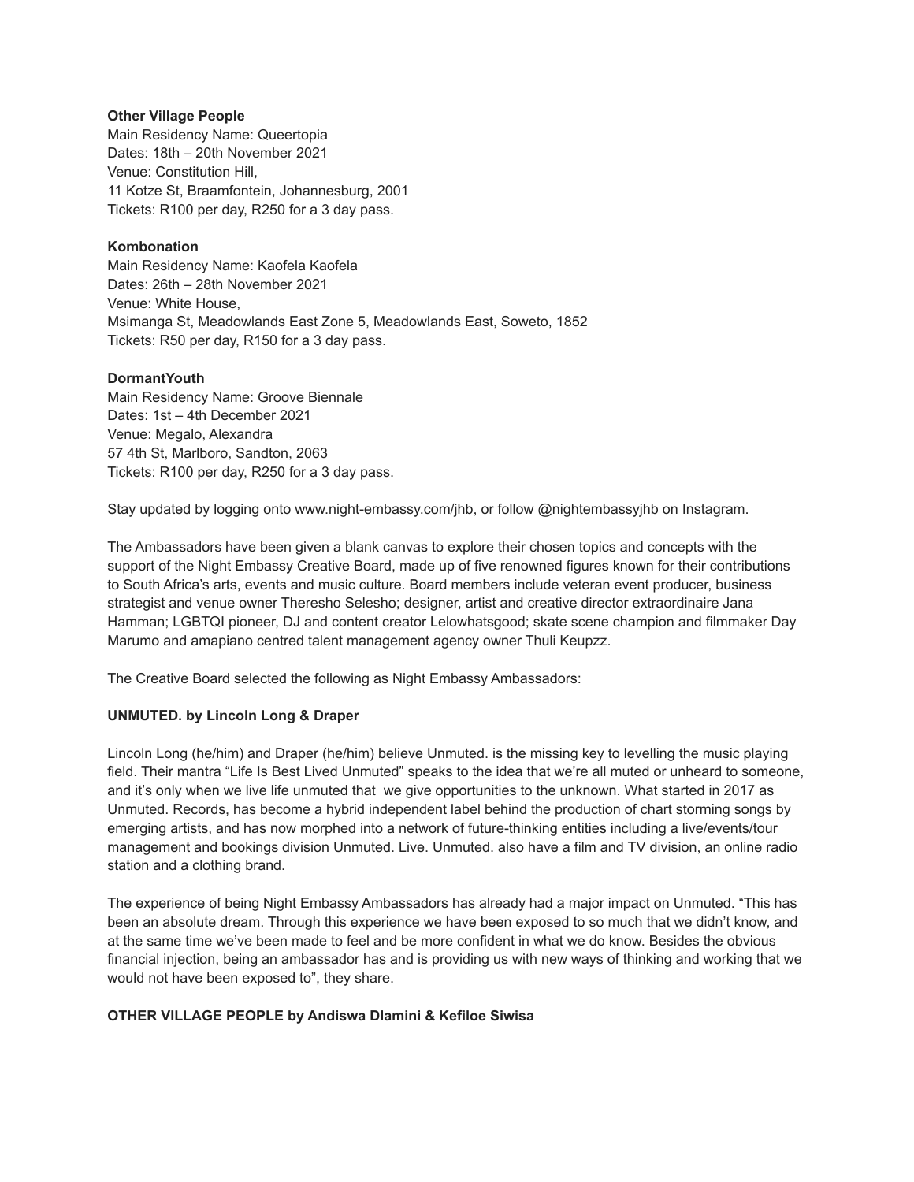**Other Village People**
Main Residency Name: Queertopia
Dates: 18th – 20th November 2021
Venue: Constitution Hill,
11 Kotze St, Braamfontein, Johannesburg, 2001
Tickets: R100 per day, R250 for a 3 day pass.

**Kombonation**
Main Residency Name: Kaofela Kaofela
Dates: 26th – 28th November 2021
Venue: White House,
Msimanga St, Meadowlands East Zone 5, Meadowlands East, Soweto, 1852
Tickets: R50 per day, R150 for a 3 day pass.

**DormantYouth**
Main Residency Name: Groove Biennale
Dates: 1st – 4th December 2021
Venue: Megalo, Alexandra
57 4th St, Marlboro, Sandton, 2063
Tickets: R100 per day, R250 for a 3 day pass.

Stay updated by logging onto www.night-embassy.com/jhb, or follow @nightembassyjhb on Instagram.

The Ambassadors have been given a blank canvas to explore their chosen topics and concepts with the support of the Night Embassy Creative Board, made up of five renowned figures known for their contributions to South Africa's arts, events and music culture. Board members include veteran event producer, business strategist and venue owner Theresho Selesho; designer, artist and creative director extraordinaire Jana Hamman; LGBTQI pioneer, DJ and content creator Lelowhatsgood; skate scene champion and filmmaker Day Marumo and amapiano centred talent management agency owner Thuli Keupzz.

The Creative Board selected the following as Night Embassy Ambassadors:

**UNMUTED. by Lincoln Long & Draper**

Lincoln Long (he/him) and Draper (he/him) believe Unmuted. is the missing key to levelling the music playing field. Their mantra "Life Is Best Lived Unmuted" speaks to the idea that we're all muted or unheard to someone, and it's only when we live life unmuted that we give opportunities to the unknown. What started in 2017 as Unmuted. Records, has become a hybrid independent label behind the production of chart storming songs by emerging artists, and has now morphed into a network of future-thinking entities including a live/events/tour management and bookings division Unmuted. Live. Unmuted. also have a film and TV division, an online radio station and a clothing brand.

The experience of being Night Embassy Ambassadors has already had a major impact on Unmuted. "This has been an absolute dream. Through this experience we have been exposed to so much that we didn't know, and at the same time we've been made to feel and be more confident in what we do know. Besides the obvious financial injection, being an ambassador has and is providing us with new ways of thinking and working that we would not have been exposed to", they share.

**OTHER VILLAGE PEOPLE by Andiswa Dlamini & Kefiloe Siwisa**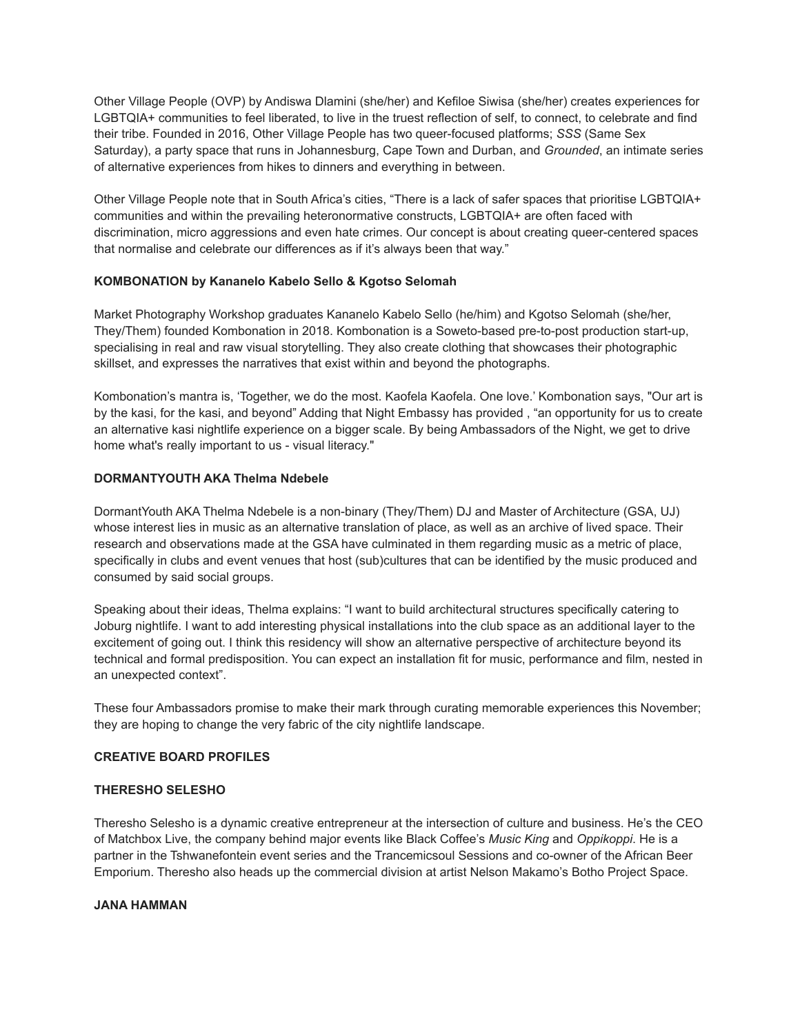Other Village People (OVP) by Andiswa Dlamini (she/her) and Kefiloe Siwisa (she/her) creates experiences for LGBTQIA+ communities to feel liberated, to live in the truest reflection of self, to connect, to celebrate and find their tribe. Founded in 2016, Other Village People has two queer-focused platforms; *SSS* (Same Sex Saturday), a party space that runs in Johannesburg, Cape Town and Durban, and *Grounded*, an intimate series of alternative experiences from hikes to dinners and everything in between.

Other Village People note that in South Africa's cities, "There is a lack of safer spaces that prioritise LGBTQIA+ communities and within the prevailing heteronormative constructs, LGBTQIA+ are often faced with discrimination, micro aggressions and even hate crimes. Our concept is about creating queer-centered spaces that normalise and celebrate our differences as if it's always been that way."

**KOMBONATION by Kananelo Kabelo Sello & Kgotso Selomah**

Market Photography Workshop graduates Kananelo Kabelo Sello (he/him) and Kgotso Selomah (she/her, They/Them) founded Kombonation in 2018. Kombonation is a Soweto-based pre-to-post production start-up, specialising in real and raw visual storytelling. They also create clothing that showcases their photographic skillset, and expresses the narratives that exist within and beyond the photographs.

Kombonation's mantra is, 'Together, we do the most. Kaofela Kaofela. One love.' Kombonation says, "Our art is by the kasi, for the kasi, and beyond" Adding that Night Embassy has provided , "an opportunity for us to create an alternative kasi nightlife experience on a bigger scale. By being Ambassadors of the Night, we get to drive home what's really important to us - visual literacy."

**DORMANTYOUTH AKA Thelma Ndebele**

DormantYouth AKA Thelma Ndebele is a non-binary (They/Them) DJ and Master of Architecture (GSA, UJ) whose interest lies in music as an alternative translation of place, as well as an archive of lived space. Their research and observations made at the GSA have culminated in them regarding music as a metric of place, specifically in clubs and event venues that host (sub)cultures that can be identified by the music produced and consumed by said social groups.

Speaking about their ideas, Thelma explains: "I want to build architectural structures specifically catering to Joburg nightlife. I want to add interesting physical installations into the club space as an additional layer to the excitement of going out. I think this residency will show an alternative perspective of architecture beyond its technical and formal predisposition. You can expect an installation fit for music, performance and film, nested in an unexpected context".

These four Ambassadors promise to make their mark through curating memorable experiences this November; they are hoping to change the very fabric of the city nightlife landscape.

**CREATIVE BOARD PROFILES**

**THERESHO SELESHO**

Theresho Selesho is a dynamic creative entrepreneur at the intersection of culture and business. He's the CEO of Matchbox Live, the company behind major events like Black Coffee's *Music King* and *Oppikoppi*. He is a partner in the Tshwanefontein event series and the Trancemicsoul Sessions and co-owner of the African Beer Emporium. Theresho also heads up the commercial division at artist Nelson Makamo's Botho Project Space.

**JANA HAMMAN**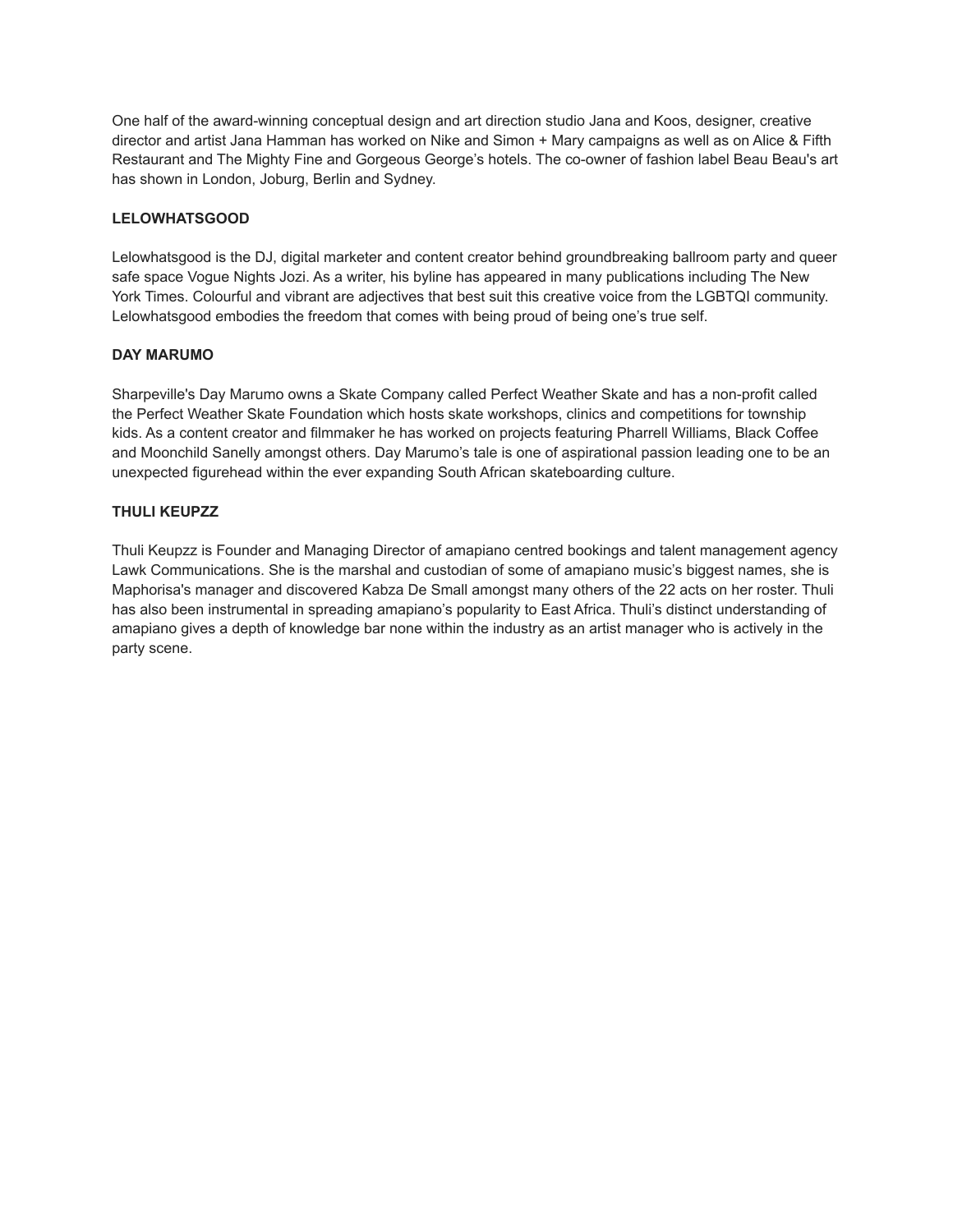One half of the award-winning conceptual design and art direction studio Jana and Koos, designer, creative director and artist Jana Hamman has worked on Nike and Simon + Mary campaigns as well as on Alice & Fifth Restaurant and The Mighty Fine and Gorgeous George's hotels. The co-owner of fashion label Beau Beau's art has shown in London, Joburg, Berlin and Sydney.

**LELOWHATSGOOD**

Lelowhatsgood is the DJ, digital marketer and content creator behind groundbreaking ballroom party and queer safe space Vogue Nights Jozi. As a writer, his byline has appeared in many publications including The New York Times. Colourful and vibrant are adjectives that best suit this creative voice from the LGBTQI community. Lelowhatsgood embodies the freedom that comes with being proud of being one's true self.

**DAY MARUMO**

Sharpeville's Day Marumo owns a Skate Company called Perfect Weather Skate and has a non-profit called the Perfect Weather Skate Foundation which hosts skate workshops, clinics and competitions for township kids. As a content creator and filmmaker he has worked on projects featuring Pharrell Williams, Black Coffee and Moonchild Sanelly amongst others. Day Marumo's tale is one of aspirational passion leading one to be an unexpected figurehead within the ever expanding South African skateboarding culture.

**THULI KEUPZZ**

Thuli Keupzz is Founder and Managing Director of amapiano centred bookings and talent management agency Lawk Communications. She is the marshal and custodian of some of amapiano music's biggest names, she is Maphorisa's manager and discovered Kabza De Small amongst many others of the 22 acts on her roster. Thuli has also been instrumental in spreading amapiano's popularity to East Africa. Thuli's distinct understanding of amapiano gives a depth of knowledge bar none within the industry as an artist manager who is actively in the party scene.